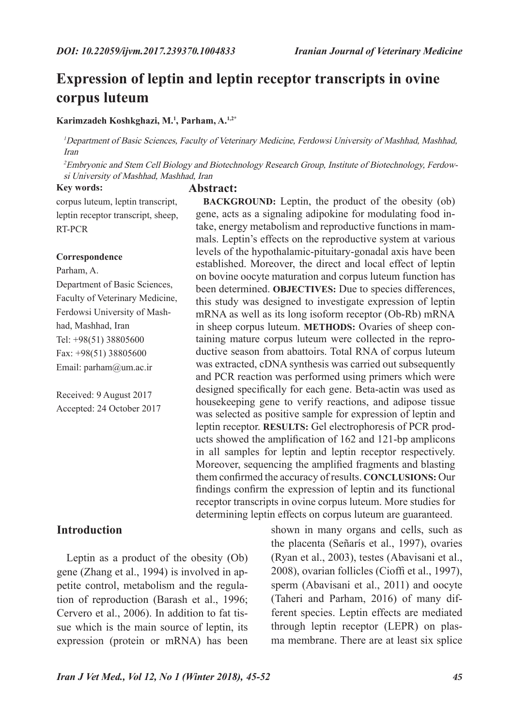# Expression of leptin and leptin receptor transcripts in ovine corpus luteum

**Karimzadeh Koshkghazi, M.[1], Parham, A.[1,2*]**

*[1]Department of Basic Sciences, Faculty of Veterinary Medicine, Ferdowsi University of Mashhad, Mashhad, Iran*

*[2]Embryonic and Stem Cell Biology and Biotechnology Research Group, Institute of Biotechnology, Ferdowsi University of Mashhad, Mashhad, Iran*

**Key words:**

corpus luteum, leptin transcript, leptin receptor transcript, sheep, RT-PCR

**Correspondence**

Parham, A.

Department of Basic Sciences, Faculty of Veterinary Medicine, Ferdowsi University of Mashhad, Mashhad, Iran

Tel: +98(51) 38805600

Fax: +98(51) 38805600

Email: parham@um.ac.ir

Received: 9 August 2017

Accepted: 24 October 2017

## Abstract:

**BACKGROUND:** Leptin, the product of the obesity (ob) gene, acts as a signaling adipokine for modulating food intake, energy metabolism and reproductive functions in mammals. Leptin's effects on the reproductive system at various levels of the hypothalamic-pituitary-gonadal axis have been established. Moreover, the direct and local effect of leptin on bovine oocyte maturation and corpus luteum function has been determined. **OBJECTIVES:** Due to species differences, this study was designed to investigate expression of leptin mRNA as well as its long isoform receptor (Ob-Rb) mRNA in sheep corpus luteum. **METHODS:** Ovaries of sheep containing mature corpus luteum were collected in the reproductive season from abattoirs. Total RNA of corpus luteum was extracted, cDNA synthesis was carried out subsequently and PCR reaction was performed using primers which were designed specifically for each gene. Beta-actin was used as housekeeping gene to verify reactions, and adipose tissue was selected as positive sample for expression of leptin and leptin receptor. **RESULTS:** Gel electrophoresis of PCR products showed the amplification of 162 and 121-bp amplicons in all samples for leptin and leptin receptor respectively. Moreover, sequencing the amplified fragments and blasting them confirmed the accuracy of results. **CONCLUSIONS:** Our findings confirm the expression of leptin and its functional receptor transcripts in ovine corpus luteum. More studies for determining leptin effects on corpus luteum are guaranteed.

## Introduction

Leptin as a product of the obesity (Ob) gene (Zhang et al., 1994) is involved in appetite control, metabolism and the regulation of reproduction (Barash et al., 1996; Cervero et al., 2006). In addition to fat tissue which is the main source of leptin, its expression (protein or mRNA) has been shown in many organs and cells, such as the placenta (Señarís et al., 1997), ovaries (Ryan et al., 2003), testes (Abavisani et al., 2008), ovarian follicles (Cioffi et al., 1997), sperm (Abavisani et al., 2011) and oocyte (Taheri and Parham, 2016) of many different species. Leptin effects are mediated through leptin receptor (LEPR) on plasma membrane. There are at least six splice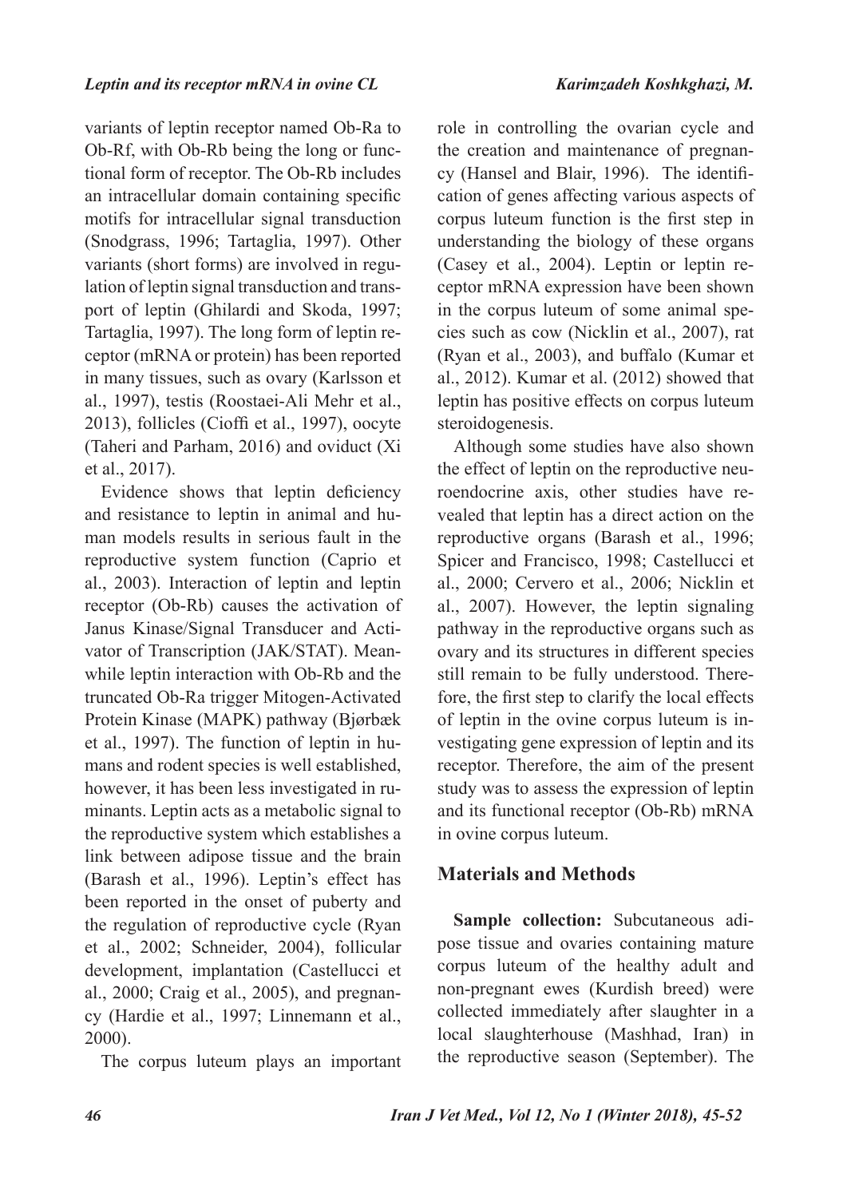variants of leptin receptor named Ob-Ra to Ob-Rf, with Ob-Rb being the long or functional form of receptor. The Ob-Rb includes an intracellular domain containing specific motifs for intracellular signal transduction (Snodgrass, 1996; Tartaglia, 1997). Other variants (short forms) are involved in regulation of leptin signal transduction and transport of leptin (Ghilardi and Skoda, 1997; Tartaglia, 1997). The long form of leptin receptor (mRNA or protein) has been reported in many tissues, such as ovary (Karlsson et al., 1997), testis (Roostaei-Ali Mehr et al., 2013), follicles (Cioffi et al., 1997), oocyte (Taheri and Parham, 2016) and oviduct (Xi et al., 2017).

Evidence shows that leptin deficiency and resistance to leptin in animal and human models results in serious fault in the reproductive system function (Caprio et al., 2003). Interaction of leptin and leptin receptor (Ob-Rb) causes the activation of Janus Kinase/Signal Transducer and Activator of Transcription (JAK/STAT). Meanwhile leptin interaction with Ob-Rb and the truncated Ob-Ra trigger Mitogen-Activated Protein Kinase (MAPK) pathway (Bjørbæk et al., 1997). The function of leptin in humans and rodent species is well established, however, it has been less investigated in ruminants. Leptin acts as a metabolic signal to the reproductive system which establishes a link between adipose tissue and the brain (Barash et al., 1996). Leptin's effect has been reported in the onset of puberty and the regulation of reproductive cycle (Ryan et al., 2002; Schneider, 2004), follicular development, implantation (Castellucci et al., 2000; Craig et al., 2005), and pregnancy (Hardie et al., 1997; Linnemann et al., 2000).

The corpus luteum plays an important role in controlling the ovarian cycle and the creation and maintenance of pregnancy (Hansel and Blair, 1996). The identification of genes affecting various aspects of corpus luteum function is the first step in understanding the biology of these organs (Casey et al., 2004). Leptin or leptin receptor mRNA expression have been shown in the corpus luteum of some animal species such as cow (Nicklin et al., 2007), rat (Ryan et al., 2003), and buffalo (Kumar et al., 2012). Kumar et al. (2012) showed that leptin has positive effects on corpus luteum steroidogenesis.

Although some studies have also shown the effect of leptin on the reproductive neuroendocrine axis, other studies have revealed that leptin has a direct action on the reproductive organs (Barash et al., 1996; Spicer and Francisco, 1998; Castellucci et al., 2000; Cervero et al., 2006; Nicklin et al., 2007). However, the leptin signaling pathway in the reproductive organs such as ovary and its structures in different species still remain to be fully understood. Therefore, the first step to clarify the local effects of leptin in the ovine corpus luteum is investigating gene expression of leptin and its receptor. Therefore, the aim of the present study was to assess the expression of leptin and its functional receptor (Ob-Rb) mRNA in ovine corpus luteum.

## Materials and Methods

**Sample collection:** Subcutaneous adipose tissue and ovaries containing mature corpus luteum of the healthy adult and non-pregnant ewes (Kurdish breed) were collected immediately after slaughter in a local slaughterhouse (Mashhad, Iran) in the reproductive season (September). The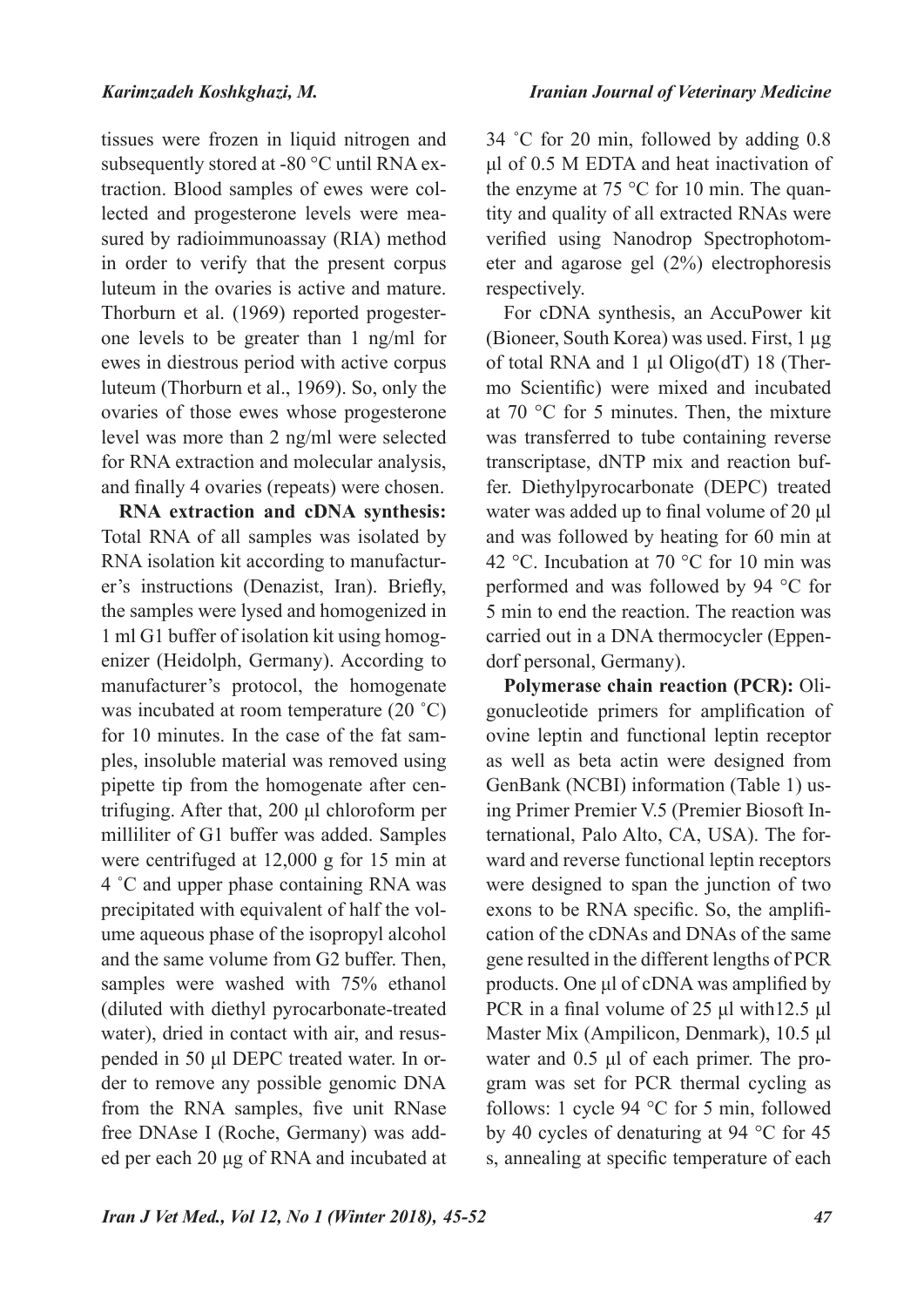tissues were frozen in liquid nitrogen and subsequently stored at -80 °C until RNA extraction. Blood samples of ewes were collected and progesterone levels were measured by radioimmunoassay (RIA) method in order to verify that the present corpus luteum in the ovaries is active and mature. Thorburn et al. (1969) reported progesterone levels to be greater than 1 ng/ml for ewes in diestrous period with active corpus luteum (Thorburn et al., 1969). So, only the ovaries of those ewes whose progesterone level was more than 2 ng/ml were selected for RNA extraction and molecular analysis, and finally 4 ovaries (repeats) were chosen.

**RNA extraction and cDNA synthesis:** Total RNA of all samples was isolated by RNA isolation kit according to manufacturer's instructions (Denazist, Iran). Briefly, the samples were lysed and homogenized in 1 ml G1 buffer of isolation kit using homogenizer (Heidolph, Germany). According to manufacturer's protocol, the homogenate was incubated at room temperature (20 ˚C) for 10 minutes. In the case of the fat samples, insoluble material was removed using pipette tip from the homogenate after centrifuging. After that, 200 µl chloroform per milliliter of G1 buffer was added. Samples were centrifuged at 12,000 g for 15 min at 4 ˚C and upper phase containing RNA was precipitated with equivalent of half the volume aqueous phase of the isopropyl alcohol and the same volume from G2 buffer. Then, samples were washed with 75% ethanol (diluted with diethyl pyrocarbonate-treated water), dried in contact with air, and resuspended in 50 µl DEPC treated water. In order to remove any possible genomic DNA from the RNA samples, five unit RNase free DNAse I (Roche, Germany) was added per each 20 µg of RNA and incubated at 34 ˚C for 20 min, followed by adding 0.8 µl of 0.5 M EDTA and heat inactivation of the enzyme at 75 °C for 10 min. The quantity and quality of all extracted RNAs were verified using Nanodrop Spectrophotometer and agarose gel (2%) electrophoresis respectively.

For cDNA synthesis, an AccuPower kit (Bioneer, South Korea) was used. First, 1 µg of total RNA and 1 µl Oligo(dT) 18 (Thermo Scientific) were mixed and incubated at 70 °C for 5 minutes. Then, the mixture was transferred to tube containing reverse transcriptase, dNTP mix and reaction buffer. Diethylpyrocarbonate (DEPC) treated water was added up to final volume of 20 µl and was followed by heating for 60 min at 42 °C. Incubation at 70 °C for 10 min was performed and was followed by 94 °C for 5 min to end the reaction. The reaction was carried out in a DNA thermocycler (Eppendorf personal, Germany).

**Polymerase chain reaction (PCR):** Oligonucleotide primers for amplification of ovine leptin and functional leptin receptor as well as beta actin were designed from GenBank (NCBI) information (Table 1) using Primer Premier V.5 (Premier Biosoft International, Palo Alto, CA, USA). The forward and reverse functional leptin receptors were designed to span the junction of two exons to be RNA specific. So, the amplification of the cDNAs and DNAs of the same gene resulted in the different lengths of PCR products. One µl of cDNA was amplified by PCR in a final volume of 25 µl with12.5 µl Master Mix (Ampilicon, Denmark), 10.5 µl water and 0.5 µl of each primer. The program was set for PCR thermal cycling as follows: 1 cycle 94 °C for 5 min, followed by 40 cycles of denaturing at 94 °C for 45 s, annealing at specific temperature of each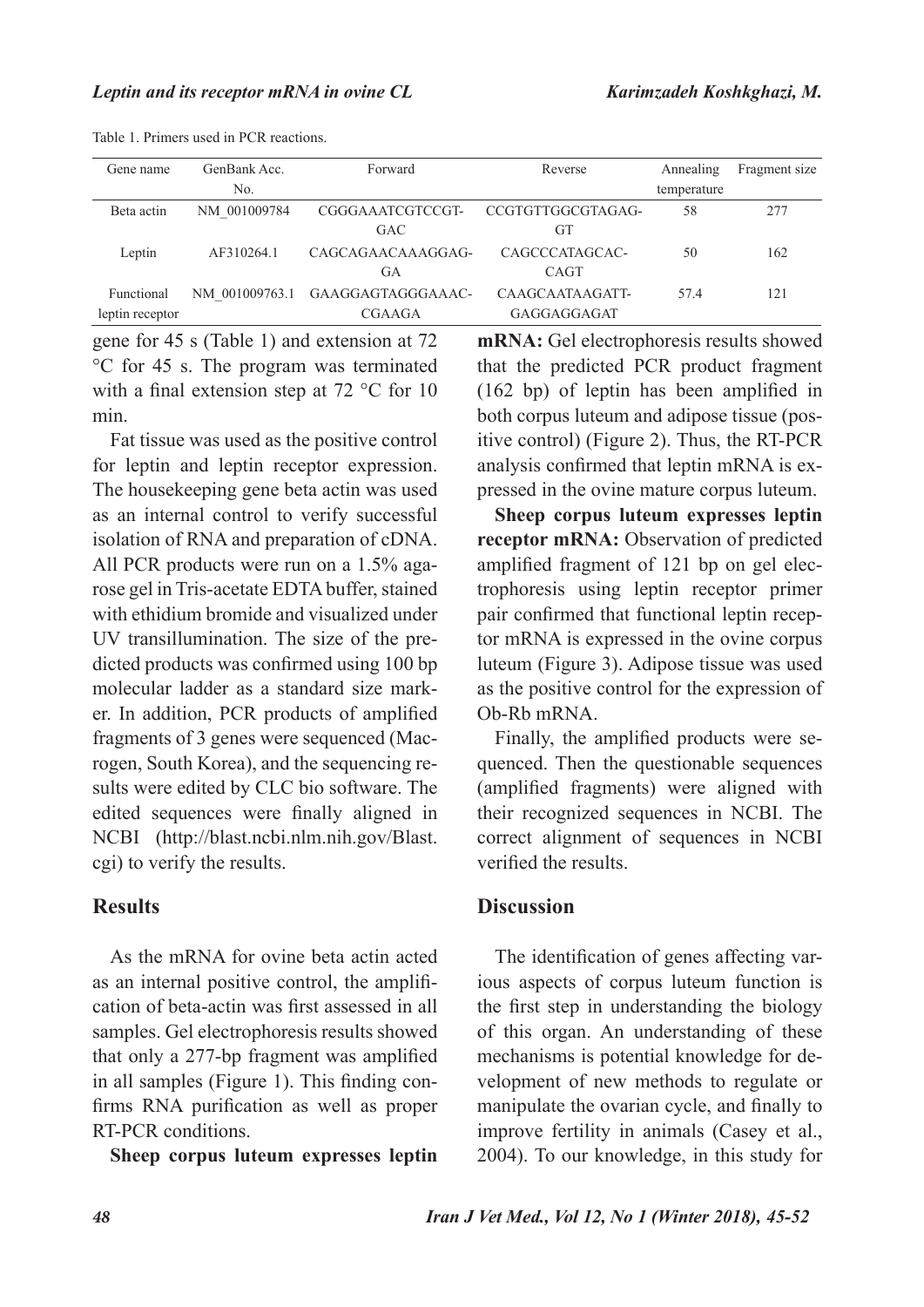Table 1. Primers used in PCR reactions.

| Gene name | GenBank Acc. No. | Forward | Reverse | Annealing temperature | Fragment size |
|---|---|---|---|---|---|
| Beta actin | NM_001009784 | CGGGAAATCGTCCGT-GAC | CCGTGTTGGCGTAGAG-GT | 58 | 277 |
| Leptin | AF310264.1 | CAGCAGAACAAAGGAG-GA | CAGCCCATAGCAC-CAGT | 50 | 162 |
| Functional leptin receptor | NM_001009763.1 | GAAGGAGTAGGGAAAC-CGAAGA | CAAGCAATAAGATT-GAGGAGGAGAT | 57.4 | 121 |

gene for 45 s (Table 1) and extension at 72 °C for 45 s. The program was terminated with a final extension step at 72 °C for 10 min.

Fat tissue was used as the positive control for leptin and leptin receptor expression. The housekeeping gene beta actin was used as an internal control to verify successful isolation of RNA and preparation of cDNA. All PCR products were run on a 1.5% agarose gel in Tris-acetate EDTA buffer, stained with ethidium bromide and visualized under UV transillumination. The size of the predicted products was confirmed using 100 bp molecular ladder as a standard size marker. In addition, PCR products of amplified fragments of 3 genes were sequenced (Macrogen, South Korea), and the sequencing results were edited by CLC bio software. The edited sequences were finally aligned in NCBI (http://blast.ncbi.nlm.nih.gov/Blast.cgi) to verify the results.

## Results

As the mRNA for ovine beta actin acted as an internal positive control, the amplification of beta-actin was first assessed in all samples. Gel electrophoresis results showed that only a 277-bp fragment was amplified in all samples (Figure 1). This finding confirms RNA purification as well as proper RT-PCR conditions.

**Sheep corpus luteum expresses leptin mRNA:** Gel electrophoresis results showed that the predicted PCR product fragment (162 bp) of leptin has been amplified in both corpus luteum and adipose tissue (positive control) (Figure 2). Thus, the RT-PCR analysis confirmed that leptin mRNA is expressed in the ovine mature corpus luteum.

**Sheep corpus luteum expresses leptin receptor mRNA:** Observation of predicted amplified fragment of 121 bp on gel electrophoresis using leptin receptor primer pair confirmed that functional leptin receptor mRNA is expressed in the ovine corpus luteum (Figure 3). Adipose tissue was used as the positive control for the expression of Ob-Rb mRNA.

Finally, the amplified products were sequenced. Then the questionable sequences (amplified fragments) were aligned with their recognized sequences in NCBI. The correct alignment of sequences in NCBI verified the results.

## Discussion

The identification of genes affecting various aspects of corpus luteum function is the first step in understanding the biology of this organ. An understanding of these mechanisms is potential knowledge for development of new methods to regulate or manipulate the ovarian cycle, and finally to improve fertility in animals (Casey et al., 2004). To our knowledge, in this study for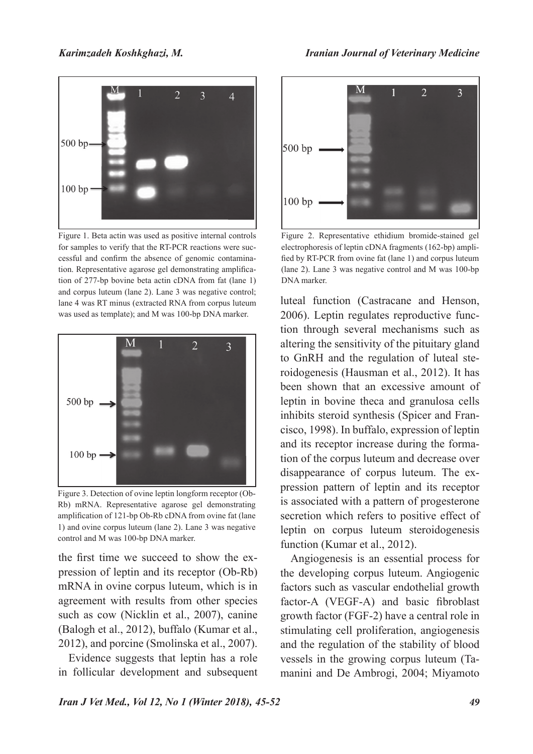M 1 2 3 4

500 bp

100 bp

Figure 1. Beta actin was used as positive internal controls for samples to verify that the RT-PCR reactions were successful and confirm the absence of genomic contamination. Representative agarose gel demonstrating amplification of 277-bp bovine beta actin cDNA from fat (lane 1) and corpus luteum (lane 2). Lane 3 was negative control; lane 4 was RT minus (extracted RNA from corpus luteum was used as template); and M was 100-bp DNA marker.

M 1 2 3

500 bp

100 bp

Figure 3. Detection of ovine leptin longform receptor (Ob-Rb) mRNA. Representative agarose gel demonstrating amplification of 121-bp Ob-Rb cDNA from ovine fat (lane 1) and ovine corpus luteum (lane 2). Lane 3 was negative control and M was 100-bp DNA marker.

the first time we succeed to show the expression of leptin and its receptor (Ob-Rb) mRNA in ovine corpus luteum, which is in agreement with results from other species such as cow (Nicklin et al., 2007), canine (Balogh et al., 2012), buffalo (Kumar et al., 2012), and porcine (Smolinska et al., 2007).

Evidence suggests that leptin has a role in follicular development and subsequent luteal function (Castracane and Henson, 2006). Leptin regulates reproductive function through several mechanisms such as altering the sensitivity of the pituitary gland to GnRH and the regulation of luteal steroidogenesis (Hausman et al., 2012). It has been shown that an excessive amount of leptin in bovine theca and granulosa cells inhibits steroid synthesis (Spicer and Francisco, 1998). In buffalo, expression of leptin and its receptor increase during the formation of the corpus luteum and decrease over disappearance of corpus luteum. The expression pattern of leptin and its receptor is associated with a pattern of progesterone secretion which refers to positive effect of leptin on corpus luteum steroidogenesis function (Kumar et al., 2012).

M 1 2 3

500 bp

100 bp

Figure 2. Representative ethidium bromide-stained gel electrophoresis of leptin cDNA fragments (162-bp) amplified by RT-PCR from ovine fat (lane 1) and corpus luteum (lane 2). Lane 3 was negative control and M was 100-bp DNA marker.

Angiogenesis is an essential process for the developing corpus luteum. Angiogenic factors such as vascular endothelial growth factor-A (VEGF-A) and basic fibroblast growth factor (FGF-2) have a central role in stimulating cell proliferation, angiogenesis and the regulation of the stability of blood vessels in the growing corpus luteum (Tamanini and De Ambrogi, 2004; Miyamoto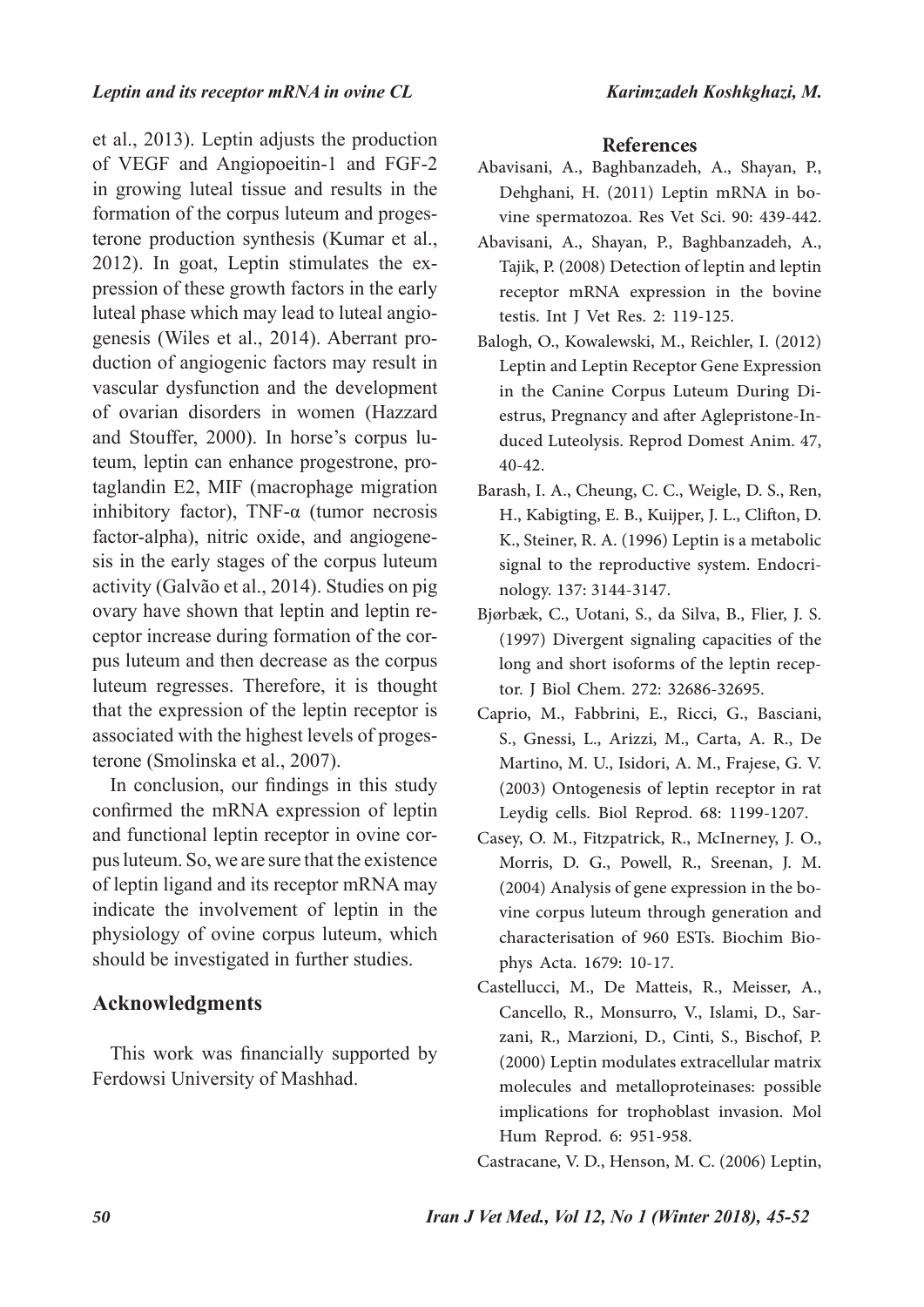et al., 2013). Leptin adjusts the production of VEGF and Angiopoeitin-1 and FGF-2 in growing luteal tissue and results in the formation of the corpus luteum and progesterone production synthesis (Kumar et al., 2012). In goat, Leptin stimulates the expression of these growth factors in the early luteal phase which may lead to luteal angiogenesis (Wiles et al., 2014). Aberrant production of angiogenic factors may result in vascular dysfunction and the development of ovarian disorders in women (Hazzard and Stouffer, 2000). In horse's corpus luteum, leptin can enhance progestrone, protaglandin E2, MIF (macrophage migration inhibitory factor), TNF-α (tumor necrosis factor-alpha), nitric oxide, and angiogenesis in the early stages of the corpus luteum activity (Galvão et al., 2014). Studies on pig ovary have shown that leptin and leptin receptor increase during formation of the corpus luteum and then decrease as the corpus luteum regresses. Therefore, it is thought that the expression of the leptin receptor is associated with the highest levels of progesterone (Smolinska et al., 2007).

In conclusion, our findings in this study confirmed the mRNA expression of leptin and functional leptin receptor in ovine corpus luteum. So, we are sure that the existence of leptin ligand and its receptor mRNA may indicate the involvement of leptin in the physiology of ovine corpus luteum, which should be investigated in further studies.

## Acknowledgments

This work was financially supported by Ferdowsi University of Mashhad.

## References

Abavisani, A., Baghbanzadeh, A., Shayan, P., Dehghani, H. (2011) Leptin mRNA in bovine spermatozoa. Res Vet Sci. 90: 439-442.

Abavisani, A., Shayan, P., Baghbanzadeh, A., Tajik, P. (2008) Detection of leptin and leptin receptor mRNA expression in the bovine testis. Int J Vet Res. 2: 119-125.

Balogh, O., Kowalewski, M., Reichler, I. (2012) Leptin and Leptin Receptor Gene Expression in the Canine Corpus Luteum During Diestrus, Pregnancy and after Aglepristone-Induced Luteolysis. Reprod Domest Anim. 47, 40-42.

Barash, I. A., Cheung, C. C., Weigle, D. S., Ren, H., Kabigting, E. B., Kuijper, J. L., Clifton, D. K., Steiner, R. A. (1996) Leptin is a metabolic signal to the reproductive system. Endocrinology. 137: 3144-3147.

Bjørbæk, C., Uotani, S., da Silva, B., Flier, J. S. (1997) Divergent signaling capacities of the long and short isoforms of the leptin receptor. J Biol Chem. 272: 32686-32695.

Caprio, M., Fabbrini, E., Ricci, G., Basciani, S., Gnessi, L., Arizzi, M., Carta, A. R., De Martino, M. U., Isidori, A. M., Frajese, G. V. (2003) Ontogenesis of leptin receptor in rat Leydig cells. Biol Reprod. 68: 1199-1207.

Casey, O. M., Fitzpatrick, R., McInerney, J. O., Morris, D. G., Powell, R., Sreenan, J. M. (2004) Analysis of gene expression in the bovine corpus luteum through generation and characterisation of 960 ESTs. Biochim Biophys Acta. 1679: 10-17.

Castellucci, M., De Matteis, R., Meisser, A., Cancello, R., Monsurro, V., Islami, D., Sarzani, R., Marzioni, D., Cinti, S., Bischof, P. (2000) Leptin modulates extracellular matrix molecules and metalloproteinases: possible implications for trophoblast invasion. Mol Hum Reprod. 6: 951-958.

Castracane, V. D., Henson, M. C. (2006) Leptin,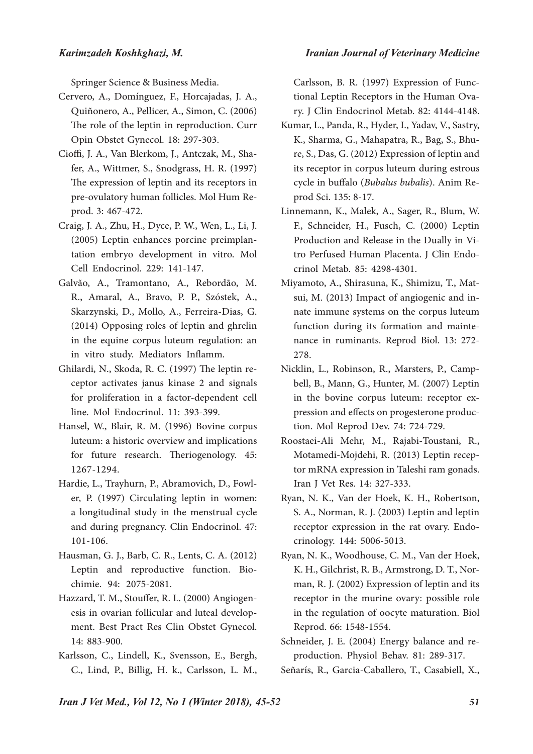Springer Science & Business Media.

Cervero, A., Domínguez, F., Horcajadas, J. A., Quiñonero, A., Pellicer, A., Simon, C. (2006) The role of the leptin in reproduction. Curr Opin Obstet Gynecol. 18: 297-303.

Cioffi, J. A., Van Blerkom, J., Antczak, M., Shafer, A., Wittmer, S., Snodgrass, H. R. (1997) The expression of leptin and its receptors in pre-ovulatory human follicles. Mol Hum Reprod. 3: 467-472.

Craig, J. A., Zhu, H., Dyce, P. W., Wen, L., Li, J. (2005) Leptin enhances porcine preimplantation embryo development in vitro. Mol Cell Endocrinol. 229: 141-147.

Galvão, A., Tramontano, A., Rebordão, M. R., Amaral, A., Bravo, P. P., Szóstek, A., Skarzynski, D., Mollo, A., Ferreira-Dias, G. (2014) Opposing roles of leptin and ghrelin in the equine corpus luteum regulation: an in vitro study. Mediators Inflamm.

Ghilardi, N., Skoda, R. C. (1997) The leptin receptor activates janus kinase 2 and signals for proliferation in a factor-dependent cell line. Mol Endocrinol. 11: 393-399.

Hansel, W., Blair, R. M. (1996) Bovine corpus luteum: a historic overview and implications for future research. Theriogenology. 45: 1267-1294.

Hardie, L., Trayhurn, P., Abramovich, D., Fowler, P. (1997) Circulating leptin in women: a longitudinal study in the menstrual cycle and during pregnancy. Clin Endocrinol. 47: 101-106.

Hausman, G. J., Barb, C. R., Lents, C. A. (2012) Leptin and reproductive function. Biochimie. 94: 2075-2081.

Hazzard, T. M., Stouffer, R. L. (2000) Angiogenesis in ovarian follicular and luteal development. Best Pract Res Clin Obstet Gynecol. 14: 883-900.

Karlsson, C., Lindell, K., Svensson, E., Bergh, C., Lind, P., Billig, H. k., Carlsson, L. M., Carlsson, B. R. (1997) Expression of Functional Leptin Receptors in the Human Ovary. J Clin Endocrinol Metab. 82: 4144-4148.

Kumar, L., Panda, R., Hyder, I., Yadav, V., Sastry, K., Sharma, G., Mahapatra, R., Bag, S., Bhure, S., Das, G. (2012) Expression of leptin and its receptor in corpus luteum during estrous cycle in buffalo (*Bubalus bubalis*). Anim Reprod Sci. 135: 8-17.

Linnemann, K., Malek, A., Sager, R., Blum, W. F., Schneider, H., Fusch, C. (2000) Leptin Production and Release in the Dually in Vitro Perfused Human Placenta. J Clin Endocrinol Metab. 85: 4298-4301.

Miyamoto, A., Shirasuna, K., Shimizu, T., Matsui, M. (2013) Impact of angiogenic and innate immune systems on the corpus luteum function during its formation and maintenance in ruminants. Reprod Biol. 13: 272-278.

Nicklin, L., Robinson, R., Marsters, P., Campbell, B., Mann, G., Hunter, M. (2007) Leptin in the bovine corpus luteum: receptor expression and effects on progesterone production. Mol Reprod Dev. 74: 724-729.

Roostaei-Ali Mehr, M., Rajabi-Toustani, R., Motamedi-Mojdehi, R. (2013) Leptin receptor mRNA expression in Taleshi ram gonads. Iran J Vet Res. 14: 327-333.

Ryan, N. K., Van der Hoek, K. H., Robertson, S. A., Norman, R. J. (2003) Leptin and leptin receptor expression in the rat ovary. Endocrinology. 144: 5006-5013.

Ryan, N. K., Woodhouse, C. M., Van der Hoek, K. H., Gilchrist, R. B., Armstrong, D. T., Norman, R. J. (2002) Expression of leptin and its receptor in the murine ovary: possible role in the regulation of oocyte maturation. Biol Reprod. 66: 1548-1554.

Schneider, J. E. (2004) Energy balance and reproduction. Physiol Behav. 81: 289-317.

Señarís, R., Garcia-Caballero, T., Casabiell, X.,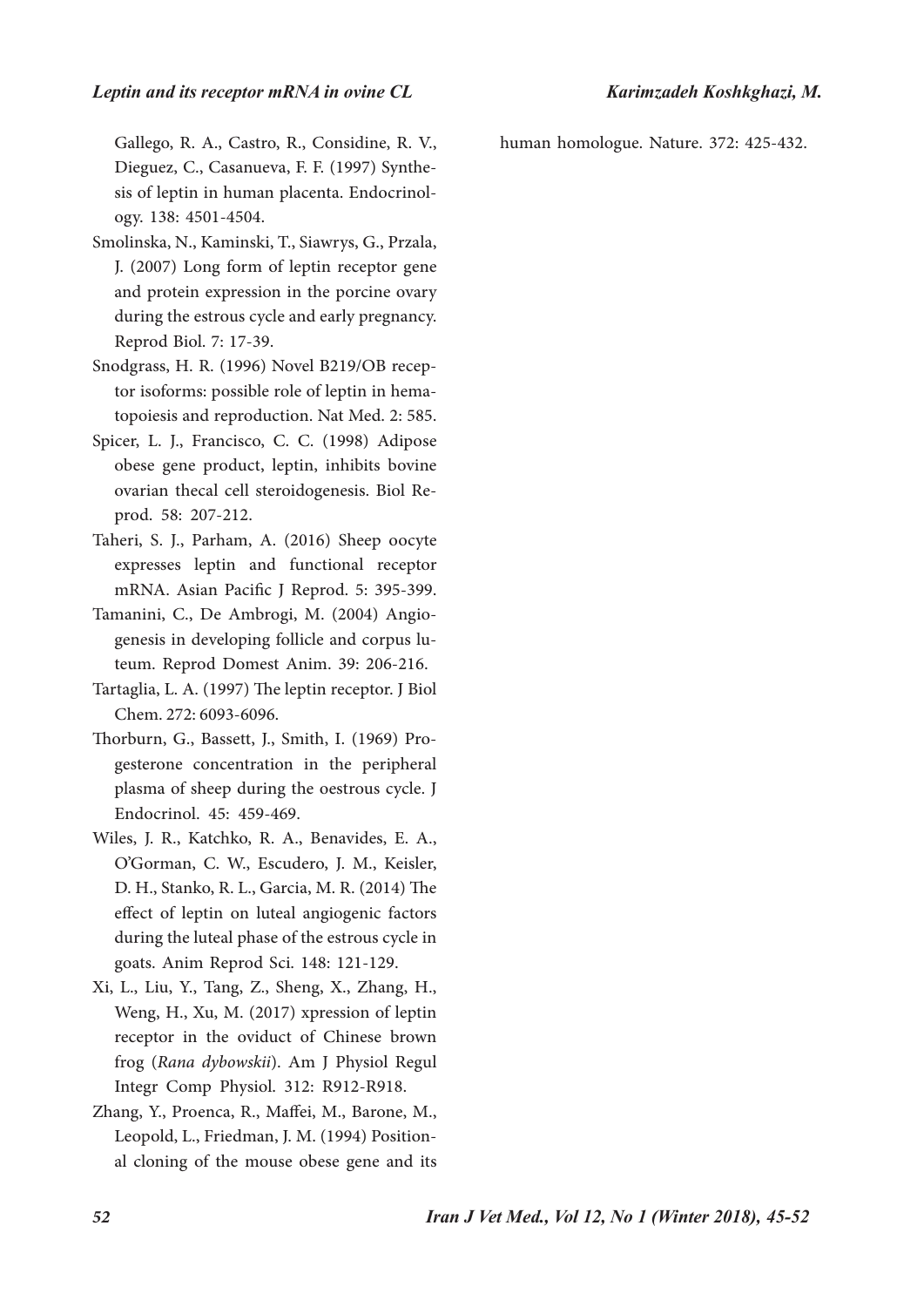Gallego, R. A., Castro, R., Considine, R. V., Dieguez, C., Casanueva, F. F. (1997) Synthesis of leptin in human placenta. Endocrinology. 138: 4501-4504.

Smolinska, N., Kaminski, T., Siawrys, G., Przala, J. (2007) Long form of leptin receptor gene and protein expression in the porcine ovary during the estrous cycle and early pregnancy. Reprod Biol. 7: 17-39.

Snodgrass, H. R. (1996) Novel B219/OB receptor isoforms: possible role of leptin in hematopoiesis and reproduction. Nat Med. 2: 585.

Spicer, L. J., Francisco, C. C. (1998) Adipose obese gene product, leptin, inhibits bovine ovarian thecal cell steroidogenesis. Biol Reprod. 58: 207-212.

Taheri, S. J., Parham, A. (2016) Sheep oocyte expresses leptin and functional receptor mRNA. Asian Pacific J Reprod. 5: 395-399.

Tamanini, C., De Ambrogi, M. (2004) Angiogenesis in developing follicle and corpus luteum. Reprod Domest Anim. 39: 206-216.

Tartaglia, L. A. (1997) The leptin receptor. J Biol Chem. 272: 6093-6096.

Thorburn, G., Bassett, J., Smith, I. (1969) Progesterone concentration in the peripheral plasma of sheep during the oestrous cycle. J Endocrinol. 45: 459-469.

Wiles, J. R., Katchko, R. A., Benavides, E. A., O'Gorman, C. W., Escudero, J. M., Keisler, D. H., Stanko, R. L., Garcia, M. R. (2014) The effect of leptin on luteal angiogenic factors during the luteal phase of the estrous cycle in goats. Anim Reprod Sci. 148: 121-129.

Xi, L., Liu, Y., Tang, Z., Sheng, X., Zhang, H., Weng, H., Xu, M. (2017) xpression of leptin receptor in the oviduct of Chinese brown frog (*Rana dybowskii*). Am J Physiol Regul Integr Comp Physiol. 312: R912-R918.

Zhang, Y., Proenca, R., Maffei, M., Barone, M., Leopold, L., Friedman, J. M. (1994) Positional cloning of the mouse obese gene and its human homologue. Nature. 372: 425-432.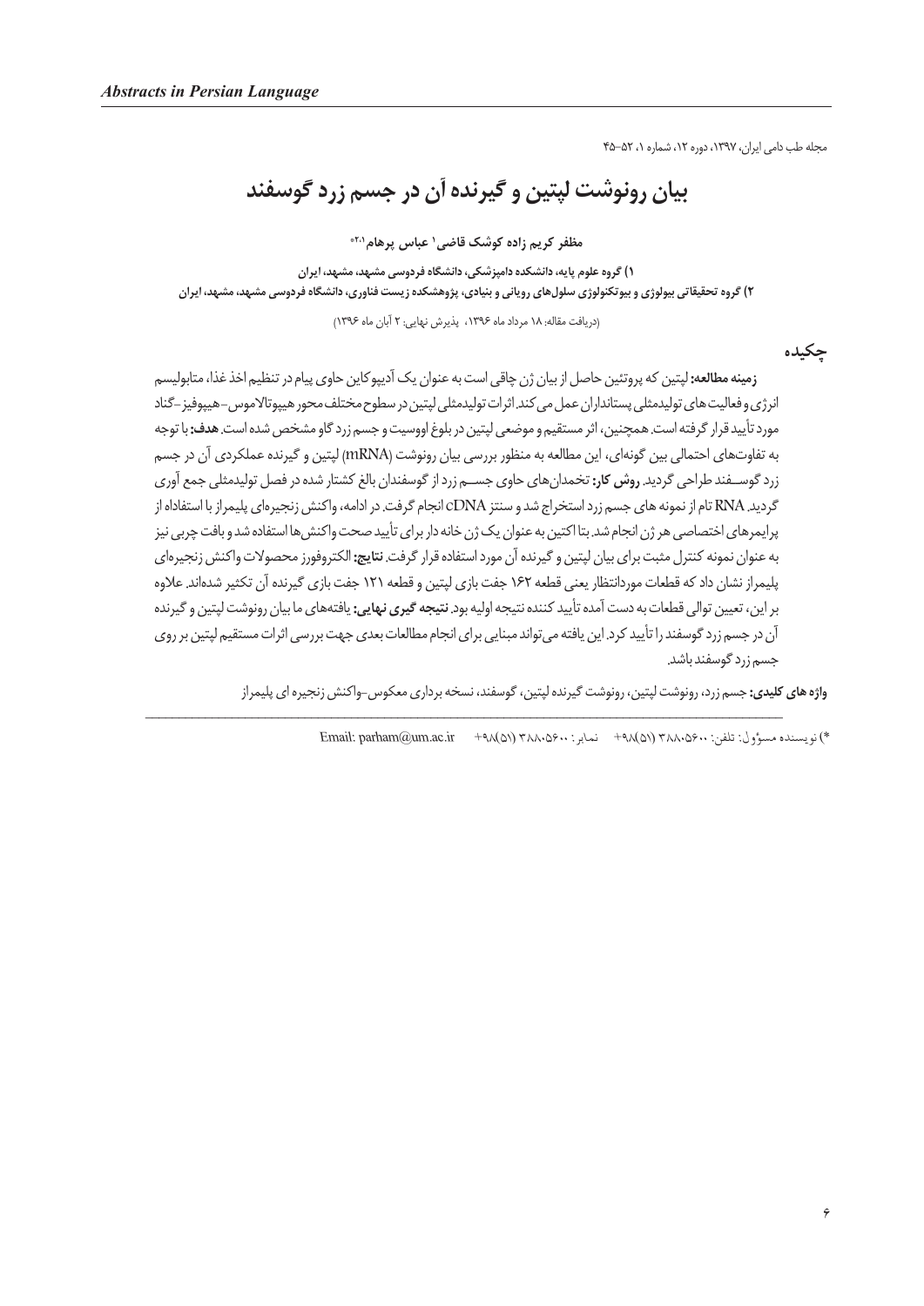مجله طب دامی ایران، ۱۳۹۷، دوره ۱۲، شماره ۱، ۵۲-۴۵

# بیان رونوشت لپتین و گیرنده آن در جسم زرد گوسفند

**مظفر کریم زاده کوشک قاضی[۱] عباس پرهام[۱،۲*]**

**۱) گروه علوم پایه، دانشکده دامپزشکی، دانشگاه فردوسی مشهد، مشهد، ایران**
**۲) گروه تحقیقاتی بیولوژی و بیوتکنولوژی سلول‌های رویانی و بنیادی، پژوهشکده زیست فناوری، دانشگاه فردوسی مشهد، مشهد، ایران**

(دریافت مقاله: ۱۸ مرداد ماه ۱۳۹۶، پذیرش نهایی: ۲ آبان ماه ۱۳۹۶)

## چکیده

**زمینه مطالعه:** لپتین که پروتئین حاصل از بیان ژن چاقی است به عنوان یک آدیپوکاین حاوی پیام در تنظیم اخذ غذا، متابولیسم انرژی و فعالیت های تولیدمثلی پستانداران عمل می کند. اثرات تولیدمثلی لپتین در سطوح مختلف محور هیپوتالاموس-هیپوفیز-گناد مورد تأیید قرار گرفته است. همچنین، اثر مستقیم و موضعی لپتین در بلوغ اووسیت و جسم زرد گاو مشخص شده است. **هدف:** با توجه به تفاوت‌های احتمالی بین گونه‌ای، این مطالعه به منظور بررسی بیان رونوشت (mRNA) لپتین و گیرنده عملکردی آن در جسم زرد گوسفند طراحی گردید. **روش کار:** تخمدان‌های حاوی جسم زرد از گوسفندان بالغ کشتار شده در فصل تولیدمثلی جمع آوری گردید. RNA تام از نمونه های جسم زرد استخراج شد و سنتز cDNA انجام گرفت. در ادامه، واکنش زنجیره‌ای پلیمراز با استفاده از پرایمرهای اختصاصی هر ژن انجام شد. بتا اکتین به عنوان یک ژن خانه دار برای تأیید صحت واکنش‌ها استفاده شد و بافت چربی نیز به عنوان نمونه کنترل مثبت برای بیان لپتین و گیرنده آن مورد استفاده قرار گرفت. **نتایج:** الکتروفورز محصولات واکنش زنجیره‌ای پلیمراز نشان داد که قطعات موردانتظار یعنی قطعه ۱۶۲ جفت بازی لپتین و قطعه ۱۲۱ جفت بازی گیرنده آن تکثیر شده‌اند. علاوه بر این، تعیین توالی قطعات به دست آمده تأیید کننده نتیجه اولیه بود. **نتیجه گیری نهایی:** یافته‌های ما بیان رونوشت لپتین و گیرنده آن در جسم زرد گوسفند را تأیید کرد. این یافته می‌تواند مبنایی برای انجام مطالعات بعدی جهت بررسی اثرات مستقیم لپتین بر روی جسم زرد گوسفند باشد.

**واژه های کلیدی:** جسم زرد، رونوشت لپتین، رونوشت گیرنده لپتین، گوسفند، نسخه برداری معکوس-واکنش زنجیره ای پلیمراز

---

*) نویسنده مسؤول: تلفن: ۳۸۸۰۵۶۰۰ (۵۱)۹۸+ نمابر: ۳۸۸۰۵۶۰۰ (۵۱)۹۸+ Email: parham@um.ac.ir